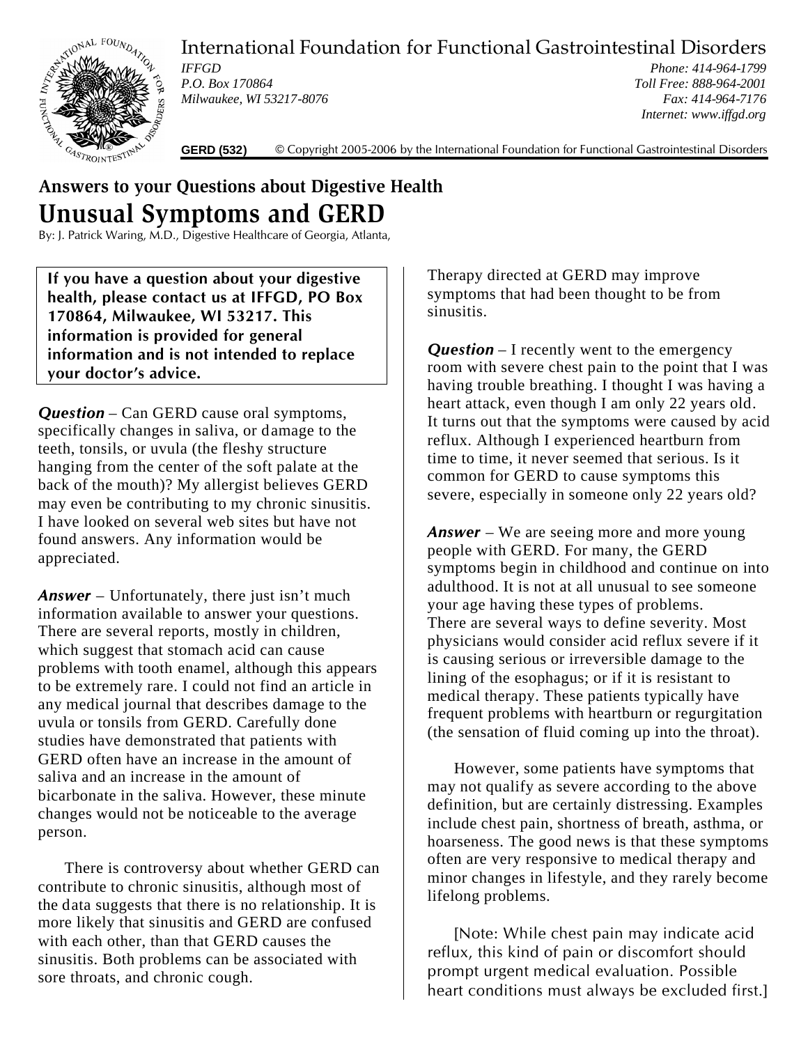International Foundation for Functional Gastrointestinal Disorders

*IFFGD*
*P.O. Box 170864*
*Milwaukee, WI 53217-8076*

*Phone: 414-964-1799*
*Toll Free: 888-964-2001*
*Fax: 414-964-7176*
*Internet: www.iffgd.org*

**GERD (532)** © Copyright 2005-2006 by the International Foundation for Functional Gastrointestinal Disorders

## Answers to your Questions about Digestive Health

# Unusual Symptoms and GERD

By: J. Patrick Waring, M.D., Digestive Healthcare of Georgia, Atlanta,

**If you have a question about your digestive health, please contact us at IFFGD, PO Box 170864, Milwaukee, WI 53217. This information is provided for general information and is not intended to replace your doctor's advice.**

***Question*** – Can GERD cause oral symptoms, specifically changes in saliva, or damage to the teeth, tonsils, or uvula (the fleshy structure hanging from the center of the soft palate at the back of the mouth)? My allergist believes GERD may even be contributing to my chronic sinusitis. I have looked on several web sites but have not found answers. Any information would be appreciated.

***Answer*** – Unfortunately, there just isn't much information available to answer your questions. There are several reports, mostly in children, which suggest that stomach acid can cause problems with tooth enamel, although this appears to be extremely rare. I could not find an article in any medical journal that describes damage to the uvula or tonsils from GERD. Carefully done studies have demonstrated that patients with GERD often have an increase in the amount of saliva and an increase in the amount of bicarbonate in the saliva. However, these minute changes would not be noticeable to the average person.

There is controversy about whether GERD can contribute to chronic sinusitis, although most of the data suggests that there is no relationship. It is more likely that sinusitis and GERD are confused with each other, than that GERD causes the sinusitis. Both problems can be associated with sore throats, and chronic cough. Therapy directed at GERD may improve symptoms that had been thought to be from sinusitis.

***Question*** – I recently went to the emergency room with severe chest pain to the point that I was having trouble breathing. I thought I was having a heart attack, even though I am only 22 years old. It turns out that the symptoms were caused by acid reflux. Although I experienced heartburn from time to time, it never seemed that serious. Is it common for GERD to cause symptoms this severe, especially in someone only 22 years old?

***Answer*** – We are seeing more and more young people with GERD. For many, the GERD symptoms begin in childhood and continue on into adulthood. It is not at all unusual to see someone your age having these types of problems. There are several ways to define severity. Most physicians would consider acid reflux severe if it is causing serious or irreversible damage to the lining of the esophagus; or if it is resistant to medical therapy. These patients typically have frequent problems with heartburn or regurgitation (the sensation of fluid coming up into the throat).

However, some patients have symptoms that may not qualify as severe according to the above definition, but are certainly distressing. Examples include chest pain, shortness of breath, asthma, or hoarseness. The good news is that these symptoms often are very responsive to medical therapy and minor changes in lifestyle, and they rarely become lifelong problems.

[Note: While chest pain may indicate acid reflux, this kind of pain or discomfort should prompt urgent medical evaluation. Possible heart conditions must always be excluded first.]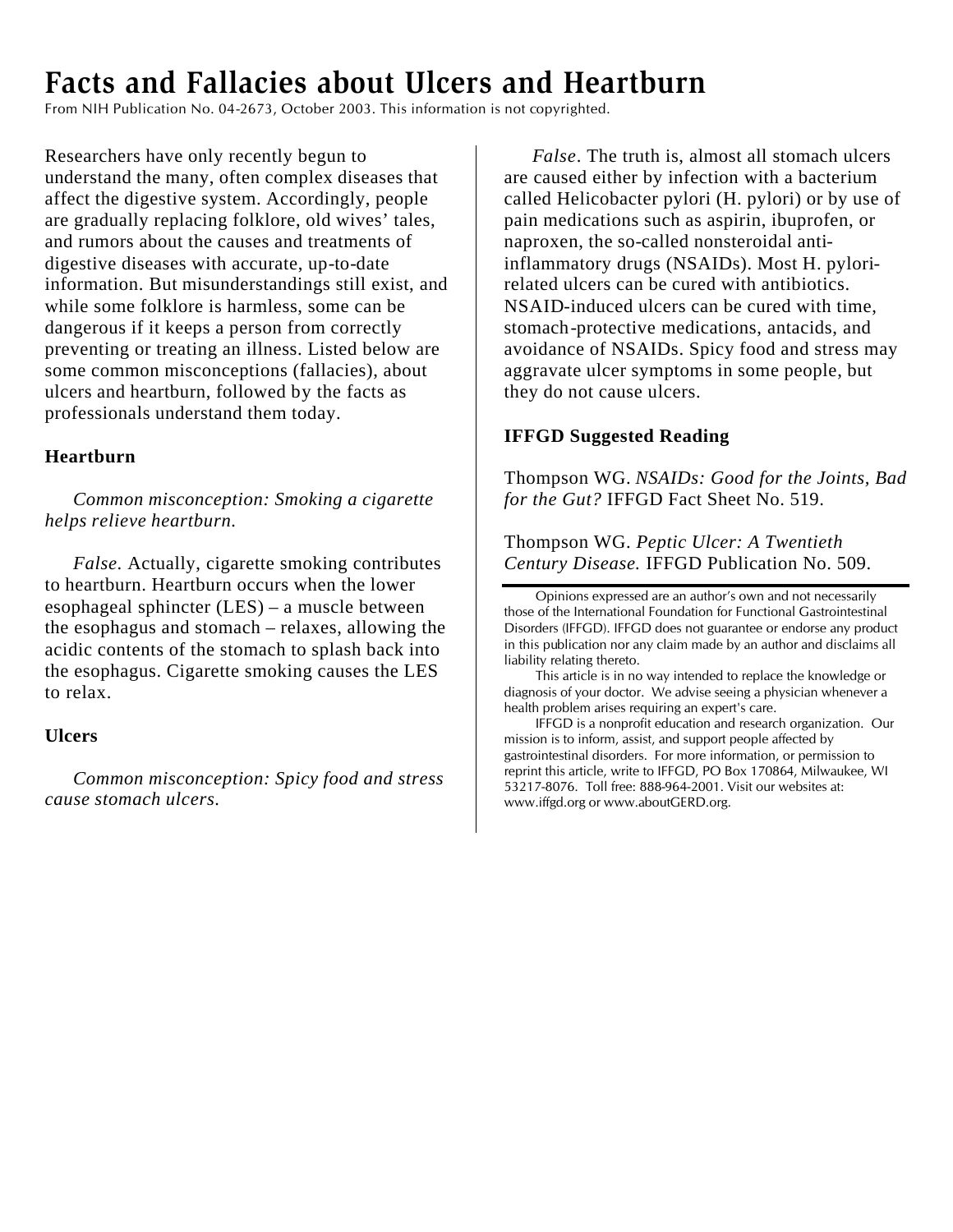# Facts and Fallacies about Ulcers and Heartburn

From NIH Publication No. 04-2673, October 2003. This information is not copyrighted.

Researchers have only recently begun to understand the many, often complex diseases that affect the digestive system. Accordingly, people are gradually replacing folklore, old wives' tales, and rumors about the causes and treatments of digestive diseases with accurate, up-to-date information. But misunderstandings still exist, and while some folklore is harmless, some can be dangerous if it keeps a person from correctly preventing or treating an illness. Listed below are some common misconceptions (fallacies), about ulcers and heartburn, followed by the facts as professionals understand them today.

### Heartburn

*Common misconception: Smoking a cigarette helps relieve heartburn.*

*False.* Actually, cigarette smoking contributes to heartburn. Heartburn occurs when the lower esophageal sphincter (LES) – a muscle between the esophagus and stomach – relaxes, allowing the acidic contents of the stomach to splash back into the esophagus. Cigarette smoking causes the LES to relax.

### Ulcers

*Common misconception: Spicy food and stress cause stomach ulcers.*

*False*. The truth is, almost all stomach ulcers are caused either by infection with a bacterium called Helicobacter pylori (H. pylori) or by use of pain medications such as aspirin, ibuprofen, or naproxen, the so-called nonsteroidal anti-inflammatory drugs (NSAIDs). Most H. pylori-related ulcers can be cured with antibiotics. NSAID-induced ulcers can be cured with time, stomach-protective medications, antacids, and avoidance of NSAIDs. Spicy food and stress may aggravate ulcer symptoms in some people, but they do not cause ulcers.

### IFFGD Suggested Reading

Thompson WG. *NSAIDs: Good for the Joints, Bad for the Gut?* IFFGD Fact Sheet No. 519.

Thompson WG. *Peptic Ulcer: A Twentieth Century Disease.* IFFGD Publication No. 509.

---

Opinions expressed are an author's own and not necessarily those of the International Foundation for Functional Gastrointestinal Disorders (IFFGD). IFFGD does not guarantee or endorse any product in this publication nor any claim made by an author and disclaims all liability relating thereto.

This article is in no way intended to replace the knowledge or diagnosis of your doctor. We advise seeing a physician whenever a health problem arises requiring an expert's care.

IFFGD is a nonprofit education and research organization. Our mission is to inform, assist, and support people affected by gastrointestinal disorders. For more information, or permission to reprint this article, write to IFFGD, PO Box 170864, Milwaukee, WI 53217-8076. Toll free: 888-964-2001. Visit our websites at: www.iffgd.org or www.aboutGERD.org.